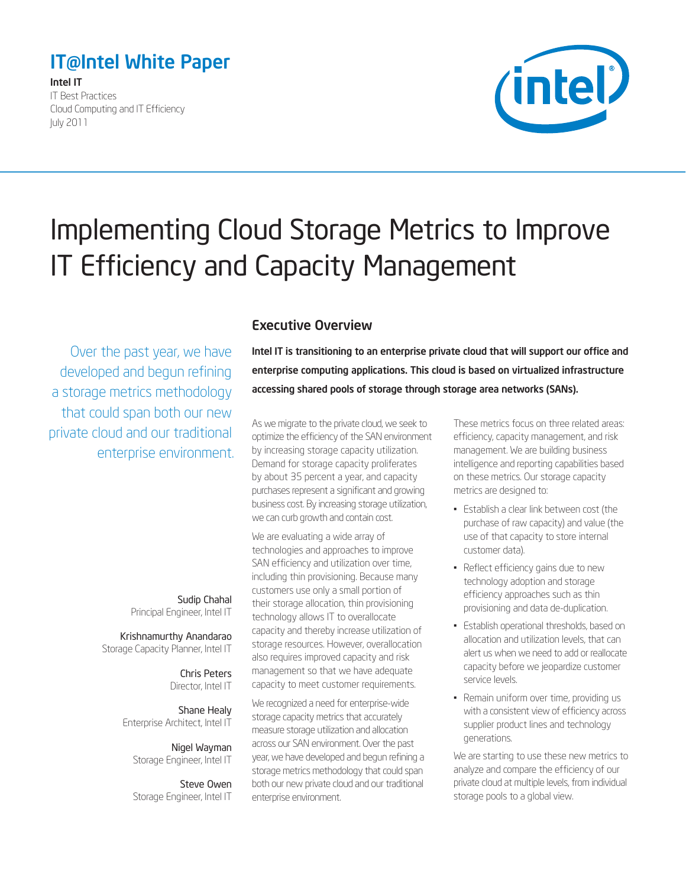## IT@Intel White Paper

**Intel IT**
IT Best Practices
Cloud Computing and IT Efficiency
July 2011

# Implementing Cloud Storage Metrics to Improve IT Efficiency and Capacity Management

Over the past year, we have developed and begun refining a storage metrics methodology that could span both our new private cloud and our traditional enterprise environment.

Sudip Chahal
Principal Engineer, Intel IT

Krishnamurthy Anandarao
Storage Capacity Planner, Intel IT

Chris Peters
Director, Intel IT

Shane Healy
Enterprise Architect, Intel IT

Nigel Wayman
Storage Engineer, Intel IT

Steve Owen
Storage Engineer, Intel IT

## Executive Overview

**Intel IT is transitioning to an enterprise private cloud that will support our office and enterprise computing applications. This cloud is based on virtualized infrastructure accessing shared pools of storage through storage area networks (SANs).**

As we migrate to the private cloud, we seek to optimize the efficiency of the SAN environment by increasing storage capacity utilization. Demand for storage capacity proliferates by about 35 percent a year, and capacity purchases represent a significant and growing business cost. By increasing storage utilization, we can curb growth and contain cost.

We are evaluating a wide array of technologies and approaches to improve SAN efficiency and utilization over time, including thin provisioning. Because many customers use only a small portion of their storage allocation, thin provisioning technology allows IT to overallocate capacity and thereby increase utilization of storage resources. However, overallocation also requires improved capacity and risk management so that we have adequate capacity to meet customer requirements.

We recognized a need for enterprise-wide storage capacity metrics that accurately measure storage utilization and allocation across our SAN environment. Over the past year, we have developed and begun refining a storage metrics methodology that could span both our new private cloud and our traditional enterprise environment.

These metrics focus on three related areas: efficiency, capacity management, and risk management. We are building business intelligence and reporting capabilities based on these metrics. Our storage capacity metrics are designed to:

- Establish a clear link between cost (the purchase of raw capacity) and value (the use of that capacity to store internal customer data).
- Reflect efficiency gains due to new technology adoption and storage efficiency approaches such as thin provisioning and data de-duplication.
- Establish operational thresholds, based on allocation and utilization levels, that can alert us when we need to add or reallocate capacity before we jeopardize customer service levels.
- Remain uniform over time, providing us with a consistent view of efficiency across supplier product lines and technology generations.

We are starting to use these new metrics to analyze and compare the efficiency of our private cloud at multiple levels, from individual storage pools to a global view.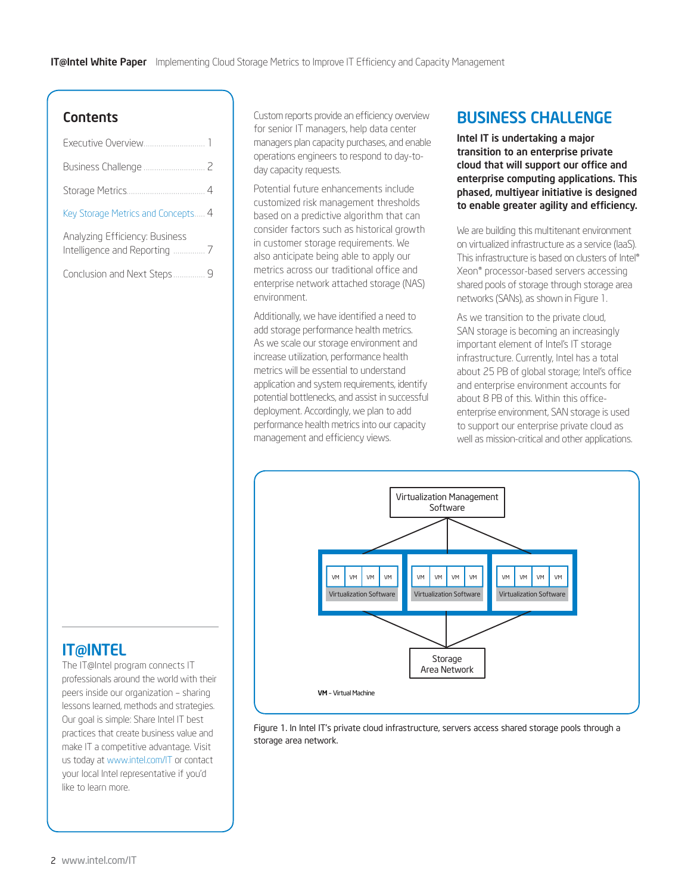## Contents

| | |
|---|---|
| Executive Overview | 1 |
| Business Challenge | 2 |
| Storage Metrics | 4 |
| Key Storage Metrics and Concepts | 4 |
| Analyzing Efficiency: Business Intelligence and Reporting | 7 |
| Conclusion and Next Steps | 9 |

## IT@INTEL

The IT@Intel program connects IT professionals around the world with their peers inside our organization – sharing lessons learned, methods and strategies. Our goal is simple: Share Intel IT best practices that create business value and make IT a competitive advantage. Visit us today at www.intel.com/IT or contact your local Intel representative if you'd like to learn more.

Custom reports provide an efficiency overview for senior IT managers, help data center managers plan capacity purchases, and enable operations engineers to respond to day-to-day capacity requests.

Potential future enhancements include customized risk management thresholds based on a predictive algorithm that can consider factors such as historical growth in customer storage requirements. We also anticipate being able to apply our metrics across our traditional office and enterprise network attached storage (NAS) environment.

Additionally, we have identified a need to add storage performance health metrics. As we scale our storage environment and increase utilization, performance health metrics will be essential to understand application and system requirements, identify potential bottlenecks, and assist in successful deployment. Accordingly, we plan to add performance health metrics into our capacity management and efficiency views.

# BUSINESS CHALLENGE

**Intel IT is undertaking a major transition to an enterprise private cloud that will support our office and enterprise computing applications. This phased, multiyear initiative is designed to enable greater agility and efficiency.**

We are building this multitenant environment on virtualized infrastructure as a service (IaaS). This infrastructure is based on clusters of Intel® Xeon® processor-based servers accessing shared pools of storage through storage area networks (SANs), as shown in Figure 1.

As we transition to the private cloud, SAN storage is becoming an increasingly important element of Intel's IT storage infrastructure. Currently, Intel has a total about 25 PB of global storage; Intel's office and enterprise environment accounts for about 8 PB of this. Within this office-enterprise environment, SAN storage is used to support our enterprise private cloud as well as mission-critical and other applications.

Virtualization Management Software

VM VM VM VM — Virtualization Software | VM VM VM VM — Virtualization Software | VM VM VM VM — Virtualization Software

Storage Area Network

**VM** – Virtual Machine

Figure 1. In Intel IT's private cloud infrastructure, servers access shared storage pools through a storage area network.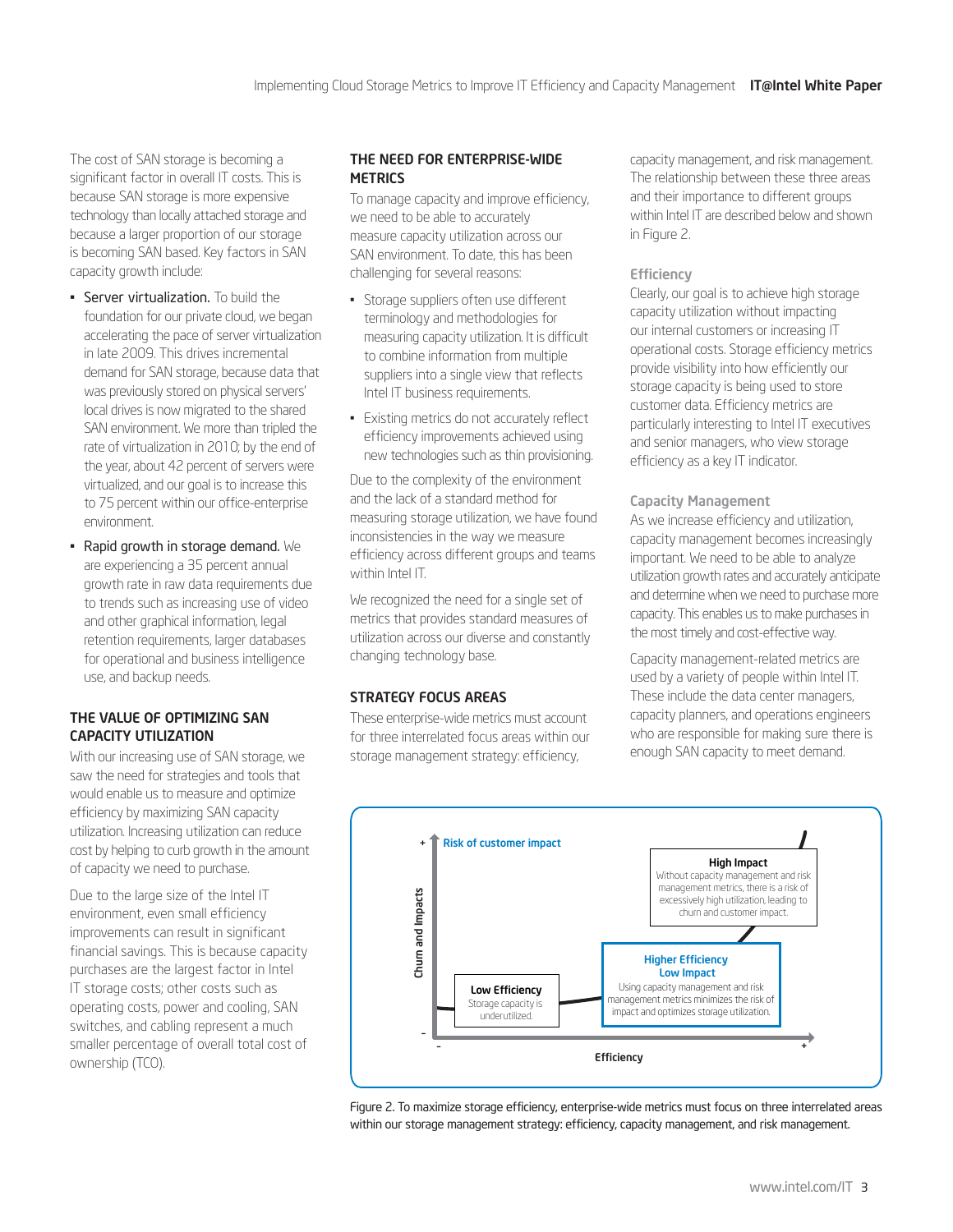The cost of SAN storage is becoming a significant factor in overall IT costs. This is because SAN storage is more expensive technology than locally attached storage and because a larger proportion of our storage is becoming SAN based. Key factors in SAN capacity growth include:

- Server virtualization. To build the foundation for our private cloud, we began accelerating the pace of server virtualization in late 2009. This drives incremental demand for SAN storage, because data that was previously stored on physical servers' local drives is now migrated to the shared SAN environment. We more than tripled the rate of virtualization in 2010; by the end of the year, about 42 percent of servers were virtualized, and our goal is to increase this to 75 percent within our office-enterprise environment.
- Rapid growth in storage demand. We are experiencing a 35 percent annual growth rate in raw data requirements due to trends such as increasing use of video and other graphical information, legal retention requirements, larger databases for operational and business intelligence use, and backup needs.

## THE VALUE OF OPTIMIZING SAN CAPACITY UTILIZATION

With our increasing use of SAN storage, we saw the need for strategies and tools that would enable us to measure and optimize efficiency by maximizing SAN capacity utilization. Increasing utilization can reduce cost by helping to curb growth in the amount of capacity we need to purchase.

Due to the large size of the Intel IT environment, even small efficiency improvements can result in significant financial savings. This is because capacity purchases are the largest factor in Intel IT storage costs; other costs such as operating costs, power and cooling, SAN switches, and cabling represent a much smaller percentage of overall total cost of ownership (TCO).

## THE NEED FOR ENTERPRISE-WIDE METRICS

To manage capacity and improve efficiency, we need to be able to accurately measure capacity utilization across our SAN environment. To date, this has been challenging for several reasons:

- Storage suppliers often use different terminology and methodologies for measuring capacity utilization. It is difficult to combine information from multiple suppliers into a single view that reflects Intel IT business requirements.
- Existing metrics do not accurately reflect efficiency improvements achieved using new technologies such as thin provisioning.

Due to the complexity of the environment and the lack of a standard method for measuring storage utilization, we have found inconsistencies in the way we measure efficiency across different groups and teams within Intel IT.

We recognized the need for a single set of metrics that provides standard measures of utilization across our diverse and constantly changing technology base.

## STRATEGY FOCUS AREAS

These enterprise-wide metrics must account for three interrelated focus areas within our storage management strategy: efficiency, capacity management, and risk management. The relationship between these three areas and their importance to different groups within Intel IT are described below and shown in Figure 2.

### Efficiency

Clearly, our goal is to achieve high storage capacity utilization without impacting our internal customers or increasing IT operational costs. Storage efficiency metrics provide visibility into how efficiently our storage capacity is being used to store customer data. Efficiency metrics are particularly interesting to Intel IT executives and senior managers, who view storage efficiency as a key IT indicator.

### Capacity Management

As we increase efficiency and utilization, capacity management becomes increasingly important. We need to be able to analyze utilization growth rates and accurately anticipate and determine when we need to purchase more capacity. This enables us to make purchases in the most timely and cost-effective way.

Capacity management-related metrics are used by a variety of people within Intel IT. These include the data center managers, capacity planners, and operations engineers who are responsible for making sure there is enough SAN capacity to meet demand.

Risk of customer impact

Churn and Impacts

**High Impact**
Without capacity management and risk management metrics, there is a risk of excessively high utilization, leading to churn and customer impact.

**Higher Efficiency Low Impact**
Using capacity management and risk management metrics minimizes the risk of impact and optimizes storage utilization.

**Low Efficiency**
Storage capacity is underutilized.

Efficiency

Figure 2. To maximize storage efficiency, enterprise-wide metrics must focus on three interrelated areas within our storage management strategy: efficiency, capacity management, and risk management.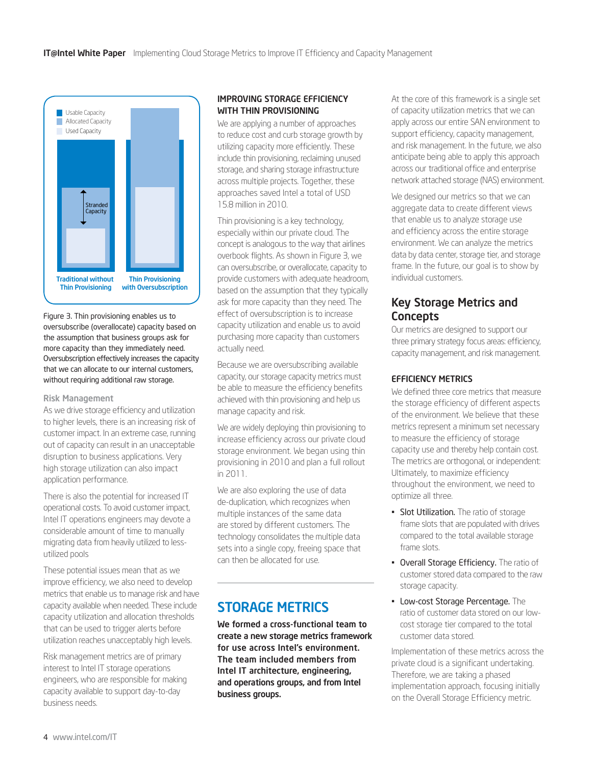Figure 3. Thin provisioning enables us to oversubscribe (overallocate) capacity based on the assumption that business groups ask for more capacity than they immediately need. Oversubscription effectively increases the capacity that we can allocate to our internal customers, without requiring additional raw storage.

#### Risk Management

As we drive storage efficiency and utilization to higher levels, there is an increasing risk of customer impact. In an extreme case, running out of capacity can result in an unacceptable disruption to business applications. Very high storage utilization can also impact application performance.

There is also the potential for increased IT operational costs. To avoid customer impact, Intel IT operations engineers may devote a considerable amount of time to manually migrating data from heavily utilized to less-utilized pools

These potential issues mean that as we improve efficiency, we also need to develop metrics that enable us to manage risk and have capacity available when needed. These include capacity utilization and allocation thresholds that can be used to trigger alerts before utilization reaches unacceptably high levels.

Risk management metrics are of primary interest to Intel IT storage operations engineers, who are responsible for making capacity available to support day-to-day business needs.

### IMPROVING STORAGE EFFICIENCY WITH THIN PROVISIONING

We are applying a number of approaches to reduce cost and curb storage growth by utilizing capacity more efficiently. These include thin provisioning, reclaiming unused storage, and sharing storage infrastructure across multiple projects. Together, these approaches saved Intel a total of USD 15.8 million in 2010.

Thin provisioning is a key technology, especially within our private cloud. The concept is analogous to the way that airlines overbook flights. As shown in Figure 3, we can oversubscribe, or overallocate, capacity to provide customers with adequate headroom, based on the assumption that they typically ask for more capacity than they need. The effect of oversubscription is to increase capacity utilization and enable us to avoid purchasing more capacity than customers actually need.

Because we are oversubscribing available capacity, our storage capacity metrics must be able to measure the efficiency benefits achieved with thin provisioning and help us manage capacity and risk.

We are widely deploying thin provisioning to increase efficiency across our private cloud storage environment. We began using thin provisioning in 2010 and plan a full rollout in 2011.

We are also exploring the use of data de-duplication, which recognizes when multiple instances of the same data are stored by different customers. The technology consolidates the multiple data sets into a single copy, freeing space that can then be allocated for use.

## STORAGE METRICS

**We formed a cross-functional team to create a new storage metrics framework for use across Intel's environment. The team included members from Intel IT architecture, engineering, and operations groups, and from Intel business groups.**

At the core of this framework is a single set of capacity utilization metrics that we can apply across our entire SAN environment to support efficiency, capacity management, and risk management. In the future, we also anticipate being able to apply this approach across our traditional office and enterprise network attached storage (NAS) environment.

We designed our metrics so that we can aggregate data to create different views that enable us to analyze storage use and efficiency across the entire storage environment. We can analyze the metrics data by data center, storage tier, and storage frame. In the future, our goal is to show by individual customers.

## Key Storage Metrics and Concepts

Our metrics are designed to support our three primary strategy focus areas: efficiency, capacity management, and risk management.

### EFFICIENCY METRICS

We defined three core metrics that measure the storage efficiency of different aspects of the environment. We believe that these metrics represent a minimum set necessary to measure the efficiency of storage capacity use and thereby help contain cost. The metrics are orthogonal, or independent: Ultimately, to maximize efficiency throughout the environment, we need to optimize all three.

- Slot Utilization. The ratio of storage frame slots that are populated with drives compared to the total available storage frame slots.
- Overall Storage Efficiency. The ratio of customer stored data compared to the raw storage capacity.
- Low-cost Storage Percentage. The ratio of customer data stored on our low-cost storage tier compared to the total customer data stored.

Implementation of these metrics across the private cloud is a significant undertaking. Therefore, we are taking a phased implementation approach, focusing initially on the Overall Storage Efficiency metric.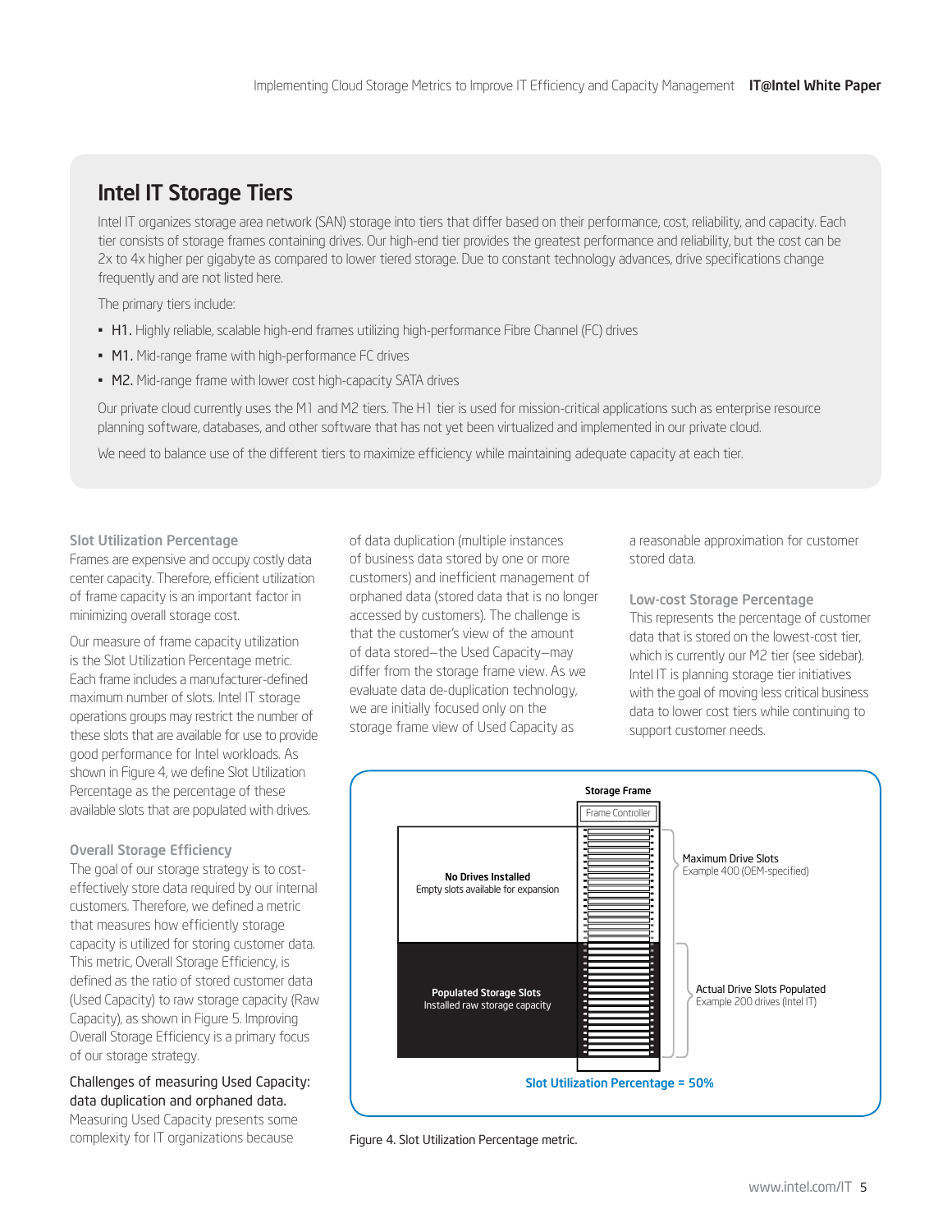## Intel IT Storage Tiers

Intel IT organizes storage area network (SAN) storage into tiers that differ based on their performance, cost, reliability, and capacity. Each tier consists of storage frames containing drives. Our high-end tier provides the greatest performance and reliability, but the cost can be 2x to 4x higher per gigabyte as compared to lower tiered storage. Due to constant technology advances, drive specifications change frequently and are not listed here.

The primary tiers include:

- **H1.** Highly reliable, scalable high-end frames utilizing high-performance Fibre Channel (FC) drives
- **M1.** Mid-range frame with high-performance FC drives
- **M2.** Mid-range frame with lower cost high-capacity SATA drives

Our private cloud currently uses the M1 and M2 tiers. The H1 tier is used for mission-critical applications such as enterprise resource planning software, databases, and other software that has not yet been virtualized and implemented in our private cloud.

We need to balance use of the different tiers to maximize efficiency while maintaining adequate capacity at each tier.

### Slot Utilization Percentage

Frames are expensive and occupy costly data center capacity. Therefore, efficient utilization of frame capacity is an important factor in minimizing overall storage cost.

Our measure of frame capacity utilization is the Slot Utilization Percentage metric. Each frame includes a manufacturer-defined maximum number of slots. Intel IT storage operations groups may restrict the number of these slots that are available for use to provide good performance for Intel workloads. As shown in Figure 4, we define Slot Utilization Percentage as the percentage of these available slots that are populated with drives.

### Overall Storage Efficiency

The goal of our storage strategy is to cost-effectively store data required by our internal customers. Therefore, we defined a metric that measures how efficiently storage capacity is utilized for storing customer data. This metric, Overall Storage Efficiency, is defined as the ratio of stored customer data (Used Capacity) to raw storage capacity (Raw Capacity), as shown in Figure 5. Improving Overall Storage Efficiency is a primary focus of our storage strategy.

**Challenges of measuring Used Capacity: data duplication and orphaned data.** Measuring Used Capacity presents some complexity for IT organizations because of data duplication (multiple instances of business data stored by one or more customers) and inefficient management of orphaned data (stored data that is no longer accessed by customers). The challenge is that the customer's view of the amount of data stored—the Used Capacity—may differ from the storage frame view. As we evaluate data de-duplication technology, we are initially focused only on the storage frame view of Used Capacity as a reasonable approximation for customer stored data.

### Low-cost Storage Percentage

This represents the percentage of customer data that is stored on the lowest-cost tier, which is currently our M2 tier (see sidebar). Intel IT is planning storage tier initiatives with the goal of moving less critical business data to lower cost tiers while continuing to support customer needs.

Storage Frame

Frame Controller

**No Drives Installed**
Empty slots available for expansion

**Populated Storage Slots**
Installed raw storage capacity

Maximum Drive Slots
Example 400 (OEM-specified)

Actual Drive Slots Populated
Example 200 drives (Intel IT)

**Slot Utilization Percentage = 50%**

Figure 4. Slot Utilization Percentage metric.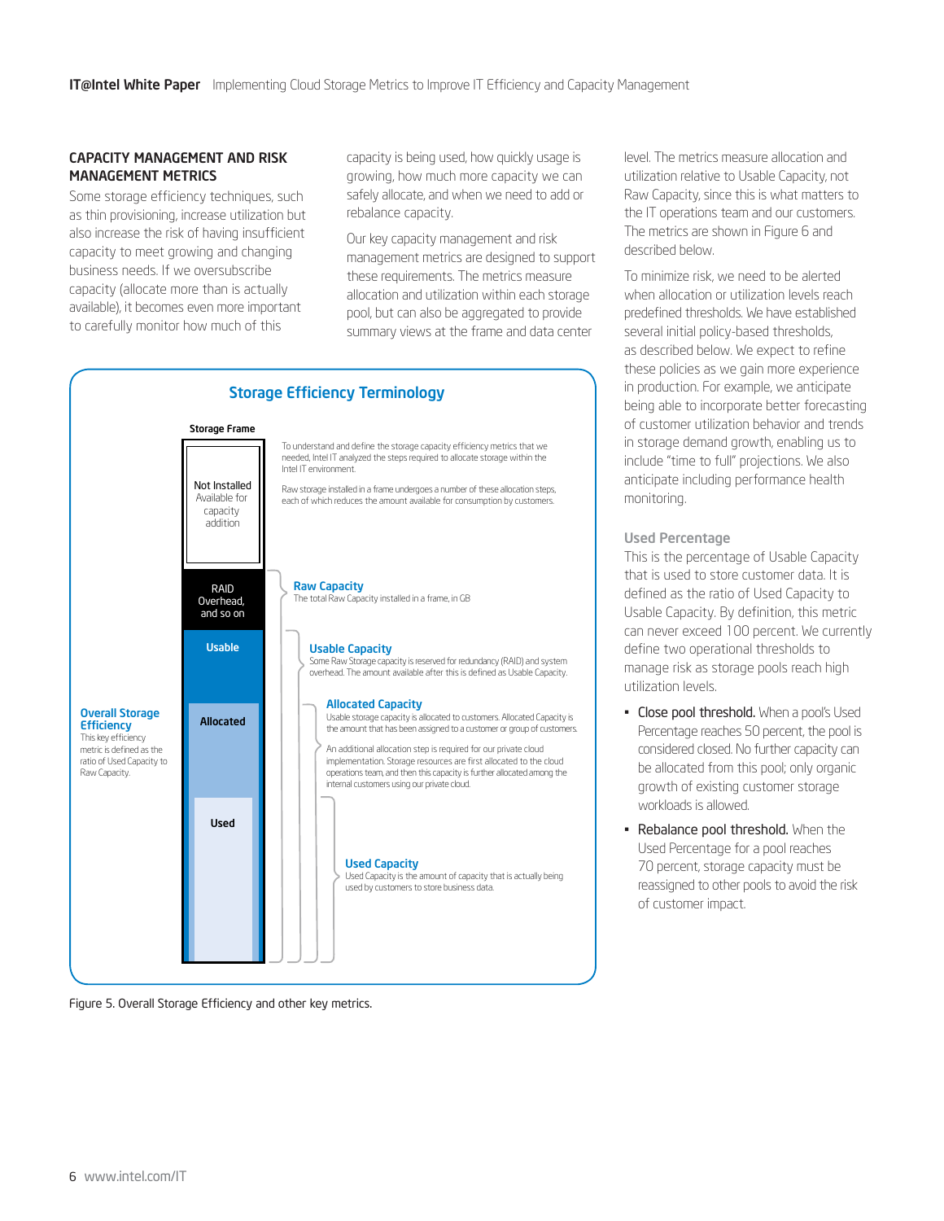## CAPACITY MANAGEMENT AND RISK MANAGEMENT METRICS

Some storage efficiency techniques, such as thin provisioning, increase utilization but also increase the risk of having insufficient capacity to meet growing and changing business needs. If we oversubscribe capacity (allocate more than is actually available), it becomes even more important to carefully monitor how much of this capacity is being used, how quickly usage is growing, how much more capacity we can safely allocate, and when we need to add or rebalance capacity.

Our key capacity management and risk management metrics are designed to support these requirements. The metrics measure allocation and utilization within each storage pool, but can also be aggregated to provide summary views at the frame and data center level. The metrics measure allocation and utilization relative to Usable Capacity, not Raw Capacity, since this is what matters to the IT operations team and our customers. The metrics are shown in Figure 6 and described below.

To minimize risk, we need to be alerted when allocation or utilization levels reach predefined thresholds. We have established several initial policy-based thresholds, as described below. We expect to refine these policies as we gain more experience in production. For example, we anticipate being able to incorporate better forecasting of customer utilization behavior and trends in storage demand growth, enabling us to include "time to full" projections. We also anticipate including performance health monitoring.

### Storage Efficiency Terminology

**Storage Frame**

- Not Installed: Available for capacity addition
- RAID Overhead, and so on
- Usable
- Allocated
- Used

To understand and define the storage capacity efficiency metrics that we needed, Intel IT analyzed the steps required to allocate storage within the Intel IT environment.

Raw storage installed in a frame undergoes a number of these allocation steps, each of which reduces the amount available for consumption by customers.

**Raw Capacity**
The total Raw Capacity installed in a frame, in GB

**Usable Capacity**
Some Raw Storage capacity is reserved for redundancy (RAID) and system overhead. The amount available after this is defined as Usable Capacity.

**Allocated Capacity**
Usable storage capacity is allocated to customers. Allocated Capacity is the amount that has been assigned to a customer or group of customers.

An additional allocation step is required for our private cloud implementation. Storage resources are first allocated to the cloud operations team, and then this capacity is further allocated among the internal customers using our private cloud.

**Used Capacity**
Used Capacity is the amount of capacity that is actually being used by customers to store business data.

**Overall Storage Efficiency**
This key efficiency metric is defined as the ratio of Used Capacity to Raw Capacity.

Figure 5. Overall Storage Efficiency and other key metrics.

### Used Percentage

This is the percentage of Usable Capacity that is used to store customer data. It is defined as the ratio of Used Capacity to Usable Capacity. By definition, this metric can never exceed 100 percent. We currently define two operational thresholds to manage risk as storage pools reach high utilization levels.

- **Close pool threshold.** When a pool's Used Percentage reaches 50 percent, the pool is considered closed. No further capacity can be allocated from this pool; only organic growth of existing customer storage workloads is allowed.
- **Rebalance pool threshold.** When the Used Percentage for a pool reaches 70 percent, storage capacity must be reassigned to other pools to avoid the risk of customer impact.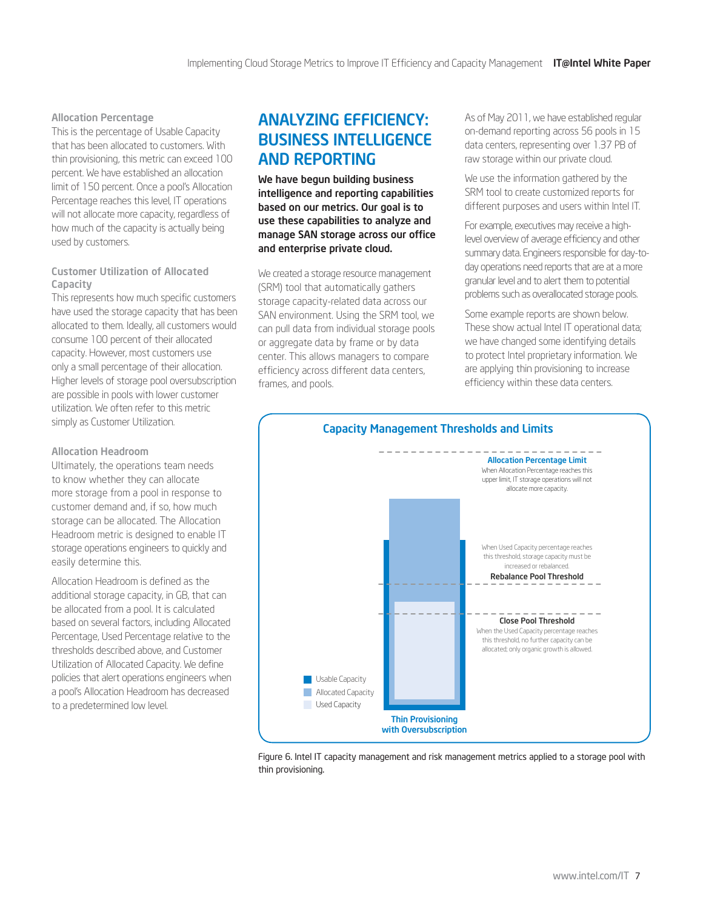### Allocation Percentage

This is the percentage of Usable Capacity that has been allocated to customers. With thin provisioning, this metric can exceed 100 percent. We have established an allocation limit of 150 percent. Once a pool's Allocation Percentage reaches this level, IT operations will not allocate more capacity, regardless of how much of the capacity is actually being used by customers.

### Customer Utilization of Allocated Capacity

This represents how much specific customers have used the storage capacity that has been allocated to them. Ideally, all customers would consume 100 percent of their allocated capacity. However, most customers use only a small percentage of their allocation. Higher levels of storage pool oversubscription are possible in pools with lower customer utilization. We often refer to this metric simply as Customer Utilization.

### Allocation Headroom

Ultimately, the operations team needs to know whether they can allocate more storage from a pool in response to customer demand and, if so, how much storage can be allocated. The Allocation Headroom metric is designed to enable IT storage operations engineers to quickly and easily determine this.

Allocation Headroom is defined as the additional storage capacity, in GB, that can be allocated from a pool. It is calculated based on several factors, including Allocated Percentage, Used Percentage relative to the thresholds described above, and Customer Utilization of Allocated Capacity. We define policies that alert operations engineers when a pool's Allocation Headroom has decreased to a predetermined low level.

## ANALYZING EFFICIENCY: BUSINESS INTELLIGENCE AND REPORTING

**We have begun building business intelligence and reporting capabilities based on our metrics. Our goal is to use these capabilities to analyze and manage SAN storage across our office and enterprise private cloud.**

We created a storage resource management (SRM) tool that automatically gathers storage capacity-related data across our SAN environment. Using the SRM tool, we can pull data from individual storage pools or aggregate data by frame or by data center. This allows managers to compare efficiency across different data centers, frames, and pools.

As of May 2011, we have established regular on-demand reporting across 56 pools in 15 data centers, representing over 1.37 PB of raw storage within our private cloud.

We use the information gathered by the SRM tool to create customized reports for different purposes and users within Intel IT.

For example, executives may receive a high-level overview of average efficiency and other summary data. Engineers responsible for day-to-day operations need reports that are at a more granular level and to alert them to potential problems such as overallocated storage pools.

Some example reports are shown below. These show actual Intel IT operational data; we have changed some identifying details to protect Intel proprietary information. We are applying thin provisioning to increase efficiency within these data centers.

**Capacity Management Thresholds and Limits**

**Allocation Percentage Limit** — When Allocation Percentage reaches this upper limit, IT storage operations will not allocate more capacity.

**Rebalance Pool Threshold** — When Used Capacity percentage reaches this threshold, storage capacity must be increased or rebalanced.

**Close Pool Threshold** — When the Used Capacity percentage reaches this threshold, no further capacity can be allocated; only organic growth is allowed.

Legend: Usable Capacity; Allocated Capacity; Used Capacity

**Thin Provisioning with Oversubscription**

Figure 6. Intel IT capacity management and risk management metrics applied to a storage pool with thin provisioning.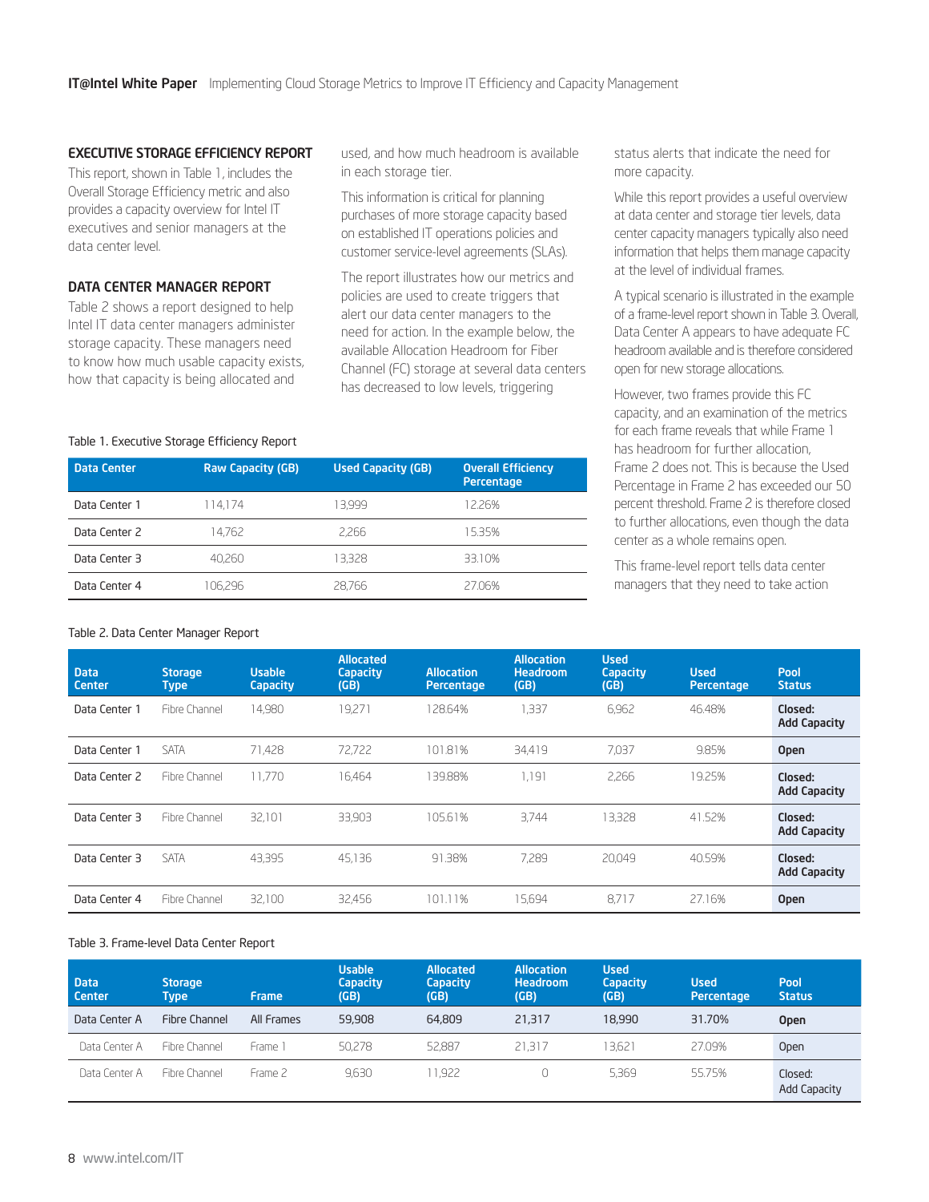## EXECUTIVE STORAGE EFFICIENCY REPORT

This report, shown in Table 1, includes the Overall Storage Efficiency metric and also provides a capacity overview for Intel IT executives and senior managers at the data center level.

## DATA CENTER MANAGER REPORT

Table 2 shows a report designed to help Intel IT data center managers administer storage capacity. These managers need to know how much usable capacity exists, how that capacity is being allocated and used, and how much headroom is available in each storage tier.

This information is critical for planning purchases of more storage capacity based on established IT operations policies and customer service-level agreements (SLAs).

The report illustrates how our metrics and policies are used to create triggers that alert our data center managers to the need for action. In the example below, the available Allocation Headroom for Fiber Channel (FC) storage at several data centers has decreased to low levels, triggering status alerts that indicate the need for more capacity.

While this report provides a useful overview at data center and storage tier levels, data center capacity managers typically also need information that helps them manage capacity at the level of individual frames.

A typical scenario is illustrated in the example of a frame-level report shown in Table 3. Overall, Data Center A appears to have adequate FC headroom available and is therefore considered open for new storage allocations.

However, two frames provide this FC capacity, and an examination of the metrics for each frame reveals that while Frame 1 has headroom for further allocation, Frame 2 does not. This is because the Used Percentage in Frame 2 has exceeded our 50 percent threshold. Frame 2 is therefore closed to further allocations, even though the data center as a whole remains open.

This frame-level report tells data center managers that they need to take action

Table 1. Executive Storage Efficiency Report

| Data Center | Raw Capacity (GB) | Used Capacity (GB) | Overall Efficiency Percentage |
|---|---|---|---|
| Data Center 1 | 114,174 | 13,999 | 12.26% |
| Data Center 2 | 14,762 | 2,266 | 15.35% |
| Data Center 3 | 40,260 | 13,328 | 33.10% |
| Data Center 4 | 106,296 | 28,766 | 27.06% |

Table 2. Data Center Manager Report

| Data Center | Storage Type | Usable Capacity | Allocated Capacity (GB) | Allocation Percentage | Allocation Headroom (GB) | Used Capacity (GB) | Used Percentage | Pool Status |
|---|---|---|---|---|---|---|---|---|
| Data Center 1 | Fibre Channel | 14,980 | 19,271 | 128.64% | 1,337 | 6,962 | 46.48% | **Closed: Add Capacity** |
| Data Center 1 | SATA | 71,428 | 72,722 | 101.81% | 34,419 | 7,037 | 9.85% | **Open** |
| Data Center 2 | Fibre Channel | 11,770 | 16,464 | 139.88% | 1,191 | 2,266 | 19.25% | **Closed: Add Capacity** |
| Data Center 3 | Fibre Channel | 32,101 | 33,903 | 105.61% | 3,744 | 13,328 | 41.52% | **Closed: Add Capacity** |
| Data Center 3 | SATA | 43,395 | 45,136 | 91.38% | 7,289 | 20,049 | 40.59% | **Closed: Add Capacity** |
| Data Center 4 | Fibre Channel | 32,100 | 32,456 | 101.11% | 15,694 | 8,717 | 27.16% | **Open** |

Table 3. Frame-level Data Center Report

| Data Center | Storage Type | Frame | Usable Capacity (GB) | Allocated Capacity (GB) | Allocation Headroom (GB) | Used Capacity (GB) | Used Percentage | Pool Status |
|---|---|---|---|---|---|---|---|---|
| Data Center A | Fibre Channel | All Frames | 59,908 | 64,809 | 21,317 | 18,990 | 31.70% | **Open** |
| Data Center A | Fibre Channel | Frame 1 | 50,278 | 52,887 | 21,317 | 13,621 | 27.09% | Open |
| Data Center A | Fibre Channel | Frame 2 | 9,630 | 11,922 | 0 | 5,369 | 55.75% | Closed: Add Capacity |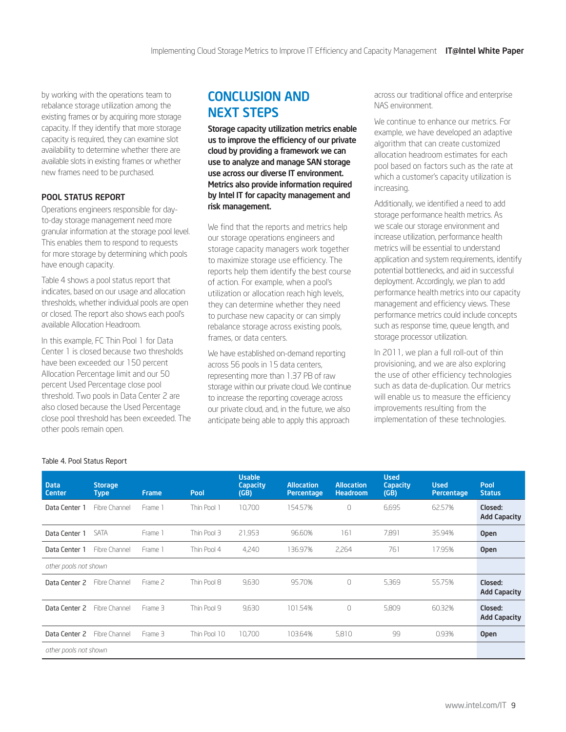by working with the operations team to rebalance storage utilization among the existing frames or by acquiring more storage capacity. If they identify that more storage capacity is required, they can examine slot availability to determine whether there are available slots in existing frames or whether new frames need to be purchased.

### POOL STATUS REPORT

Operations engineers responsible for day-to-day storage management need more granular information at the storage pool level. This enables them to respond to requests for more storage by determining which pools have enough capacity.

Table 4 shows a pool status report that indicates, based on our usage and allocation thresholds, whether individual pools are open or closed. The report also shows each pool's available Allocation Headroom.

In this example, FC Thin Pool 1 for Data Center 1 is closed because two thresholds have been exceeded: our 150 percent Allocation Percentage limit and our 50 percent Used Percentage close pool threshold. Two pools in Data Center 2 are also closed because the Used Percentage close pool threshold has been exceeded. The other pools remain open.

## CONCLUSION AND NEXT STEPS

**Storage capacity utilization metrics enable us to improve the efficiency of our private cloud by providing a framework we can use to analyze and manage SAN storage use across our diverse IT environment. Metrics also provide information required by Intel IT for capacity management and risk management.**

We find that the reports and metrics help our storage operations engineers and storage capacity managers work together to maximize storage use efficiency. The reports help them identify the best course of action. For example, when a pool's utilization or allocation reach high levels, they can determine whether they need to purchase new capacity or can simply rebalance storage across existing pools, frames, or data centers.

We have established on-demand reporting across 56 pools in 15 data centers, representing more than 1.37 PB of raw storage within our private cloud. We continue to increase the reporting coverage across our private cloud, and, in the future, we also anticipate being able to apply this approach across our traditional office and enterprise NAS environment.

We continue to enhance our metrics. For example, we have developed an adaptive algorithm that can create customized allocation headroom estimates for each pool based on factors such as the rate at which a customer's capacity utilization is increasing.

Additionally, we identified a need to add storage performance health metrics. As we scale our storage environment and increase utilization, performance health metrics will be essential to understand application and system requirements, identify potential bottlenecks, and aid in successful deployment. Accordingly, we plan to add performance health metrics into our capacity management and efficiency views. These performance metrics could include concepts such as response time, queue length, and storage processor utilization.

In 2011, we plan a full roll-out of thin provisioning, and we are also exploring the use of other efficiency technologies such as data de-duplication. Our metrics will enable us to measure the efficiency improvements resulting from the implementation of these technologies.

Table 4. Pool Status Report

| Data Center | Storage Type | Frame | Pool | Usable Capacity (GB) | Allocation Percentage | Allocation Headroom | Used Capacity (GB) | Used Percentage | Pool Status |
|---|---|---|---|---|---|---|---|---|---|
| Data Center 1 | Fibre Channel | Frame 1 | Thin Pool 1 | 10,700 | 154.57% | 0 | 6,695 | 62.57% | **Closed: Add Capacity** |
| Data Center 1 | SATA | Frame 1 | Thin Pool 3 | 21,953 | 96.60% | 161 | 7,891 | 35.94% | **Open** |
| Data Center 1 | Fibre Channel | Frame 1 | Thin Pool 4 | 4,240 | 136.97% | 2,264 | 761 | 17.95% | **Open** |
| *other pools not shown* | | | | | | | | | |
| Data Center 2 | Fibre Channel | Frame 2 | Thin Pool 8 | 9,630 | 95.70% | 0 | 5,369 | 55.75% | **Closed: Add Capacity** |
| Data Center 2 | Fibre Channel | Frame 3 | Thin Pool 9 | 9,630 | 101.54% | 0 | 5,809 | 60.32% | **Closed: Add Capacity** |
| Data Center 2 | Fibre Channel | Frame 3 | Thin Pool 10 | 10,700 | 103.64% | 5,810 | 99 | 0.93% | **Open** |
| *other pools not shown* | | | | | | | | | |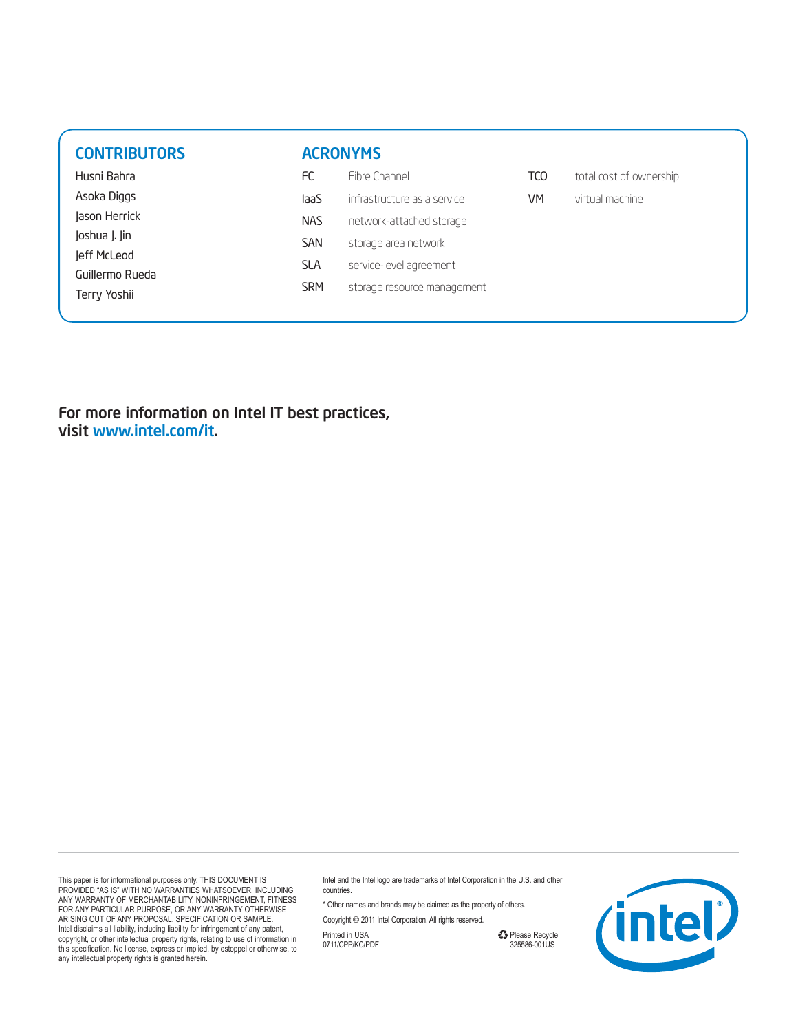## CONTRIBUTORS

Husni Bahra
Asoka Diggs
Jason Herrick
Joshua J. Jin
Jeff McLeod
Guillermo Rueda
Terry Yoshii

## ACRONYMS

| | |
|---|---|
| FC | Fibre Channel |
| IaaS | infrastructure as a service |
| NAS | network-attached storage |
| SAN | storage area network |
| SLA | service-level agreement |
| SRM | storage resource management |
| TCO | total cost of ownership |
| VM | virtual machine |

**For more information on Intel IT best practices, visit www.intel.com/it.**

This paper is for informational purposes only. THIS DOCUMENT IS PROVIDED "AS IS" WITH NO WARRANTIES WHATSOEVER, INCLUDING ANY WARRANTY OF MERCHANTABILITY, NONINFRINGEMENT, FITNESS FOR ANY PARTICULAR PURPOSE, OR ANY WARRANTY OTHERWISE ARISING OUT OF ANY PROPOSAL, SPECIFICATION OR SAMPLE. Intel disclaims all liability, including liability for infringement of any patent, copyright, or other intellectual property rights, relating to use of information in this specification. No license, express or implied, by estoppel or otherwise, to any intellectual property rights is granted herein.

Intel and the Intel logo are trademarks of Intel Corporation in the U.S. and other countries.

* Other names and brands may be claimed as the property of others.

Copyright © 2011 Intel Corporation. All rights reserved.

Printed in USA
0711/CPP/KC/PDF

Please Recycle
325586-001US